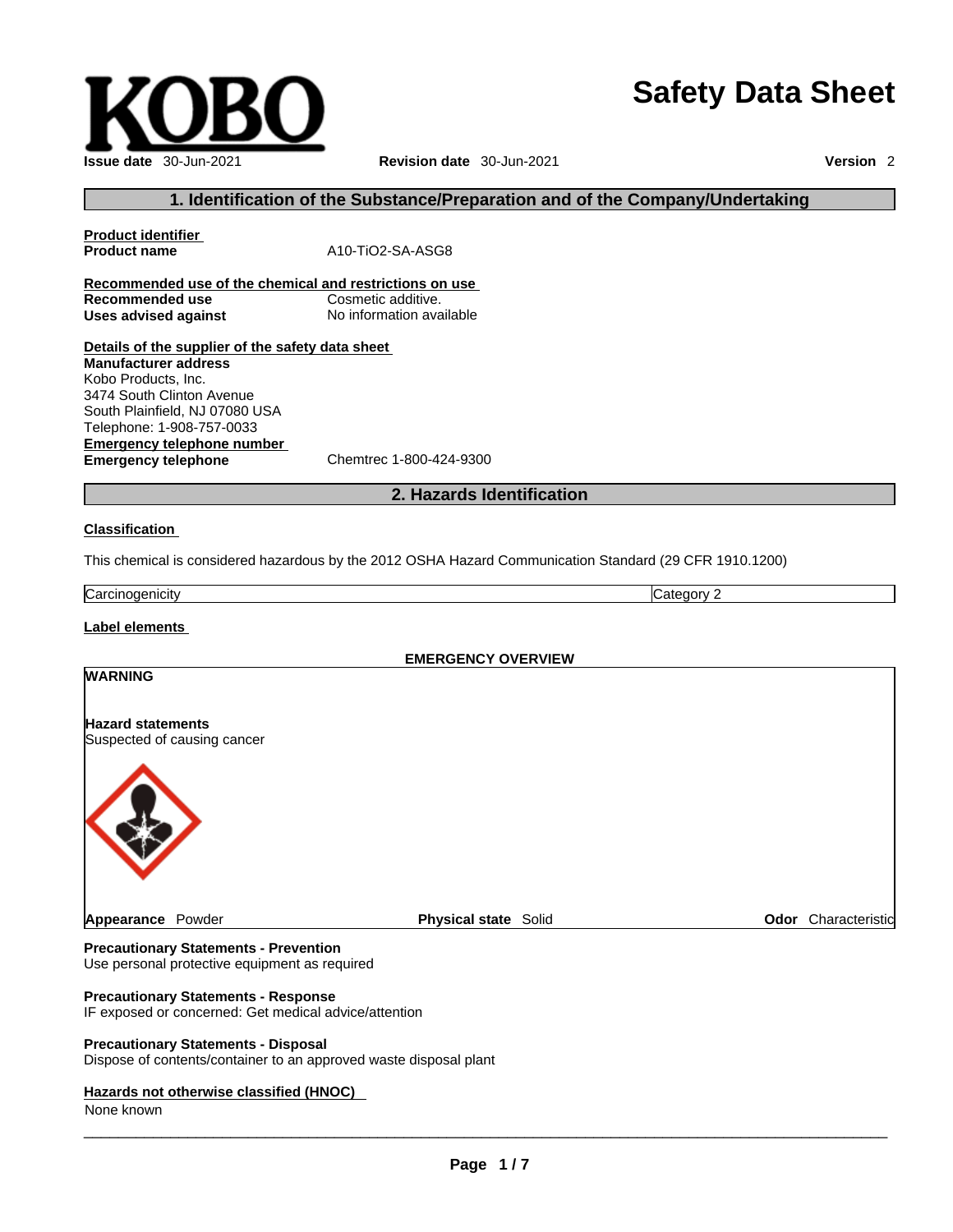# Safety Data Sheet

**Issue date** 30-Jun-2021 **Revision date** 30-Jun-2021 **Version** 2

## 1. Identification of the Substance/Preparation and of the Company/Undertaking

**Product identifier**

**Product name** A10-TiO2-SA-ASG8

**Recommended use of the chemical and restrictions on use**

**Recommended use** Cosmetic additive.

**Uses advised against** No information available

**Details of the supplier of the safety data sheet**

**Manufacturer address**
Kobo Products, Inc.
3474 South Clinton Avenue
South Plainfield, NJ 07080 USA
Telephone: 1-908-757-0033

**Emergency telephone number**

**Emergency telephone** Chemtrec 1-800-424-9300

## 2. Hazards Identification

**Classification**

This chemical is considered hazardous by the 2012 OSHA Hazard Communication Standard (29 CFR 1910.1200)

| Carcinogenicity | Category 2 |
|---|---|

**Label elements**

**EMERGENCY OVERVIEW**

**WARNING**

**Hazard statements**
Suspected of causing cancer

**Appearance** Powder **Physical state** Solid **Odor** Characteristic

**Precautionary Statements - Prevention**
Use personal protective equipment as required

**Precautionary Statements - Response**
IF exposed or concerned: Get medical advice/attention

**Precautionary Statements - Disposal**
Dispose of contents/container to an approved waste disposal plant

**Hazards not otherwise classified (HNOC)**
None known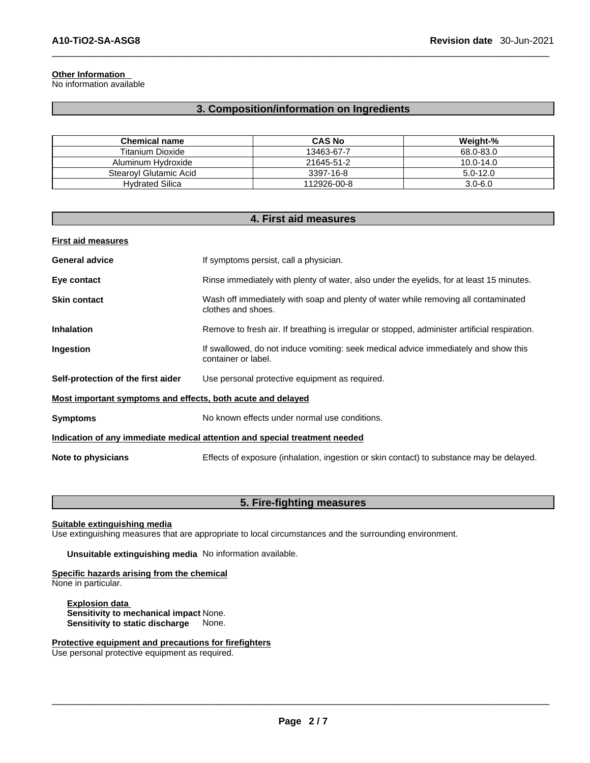**Other Information**
No information available

## 3. Composition/information on Ingredients

| Chemical name | CAS No | Weight-% |
| --- | --- | --- |
| Titanium Dioxide | 13463-67-7 | 68.0-83.0 |
| Aluminum Hydroxide | 21645-51-2 | 10.0-14.0 |
| Stearoyl Glutamic Acid | 3397-16-8 | 5.0-12.0 |
| Hydrated Silica | 112926-00-8 | 3.0-6.0 |

## 4. First aid measures

**First aid measures**

**General advice** If symptoms persist, call a physician.

**Eye contact** Rinse immediately with plenty of water, also under the eyelids, for at least 15 minutes.

**Skin contact** Wash off immediately with soap and plenty of water while removing all contaminated clothes and shoes.

**Inhalation** Remove to fresh air. If breathing is irregular or stopped, administer artificial respiration.

**Ingestion** If swallowed, do not induce vomiting: seek medical advice immediately and show this container or label.

**Self-protection of the first aider** Use personal protective equipment as required.

**Most important symptoms and effects, both acute and delayed**

**Symptoms** No known effects under normal use conditions.

**Indication of any immediate medical attention and special treatment needed**

**Note to physicians** Effects of exposure (inhalation, ingestion or skin contact) to substance may be delayed.

## 5. Fire-fighting measures

**Suitable extinguishing media**
Use extinguishing measures that are appropriate to local circumstances and the surrounding environment.

**Unsuitable extinguishing media** No information available.

**Specific hazards arising from the chemical**
None in particular.

**Explosion data**
**Sensitivity to mechanical impact** None.
**Sensitivity to static discharge** None.

**Protective equipment and precautions for firefighters**
Use personal protective equipment as required.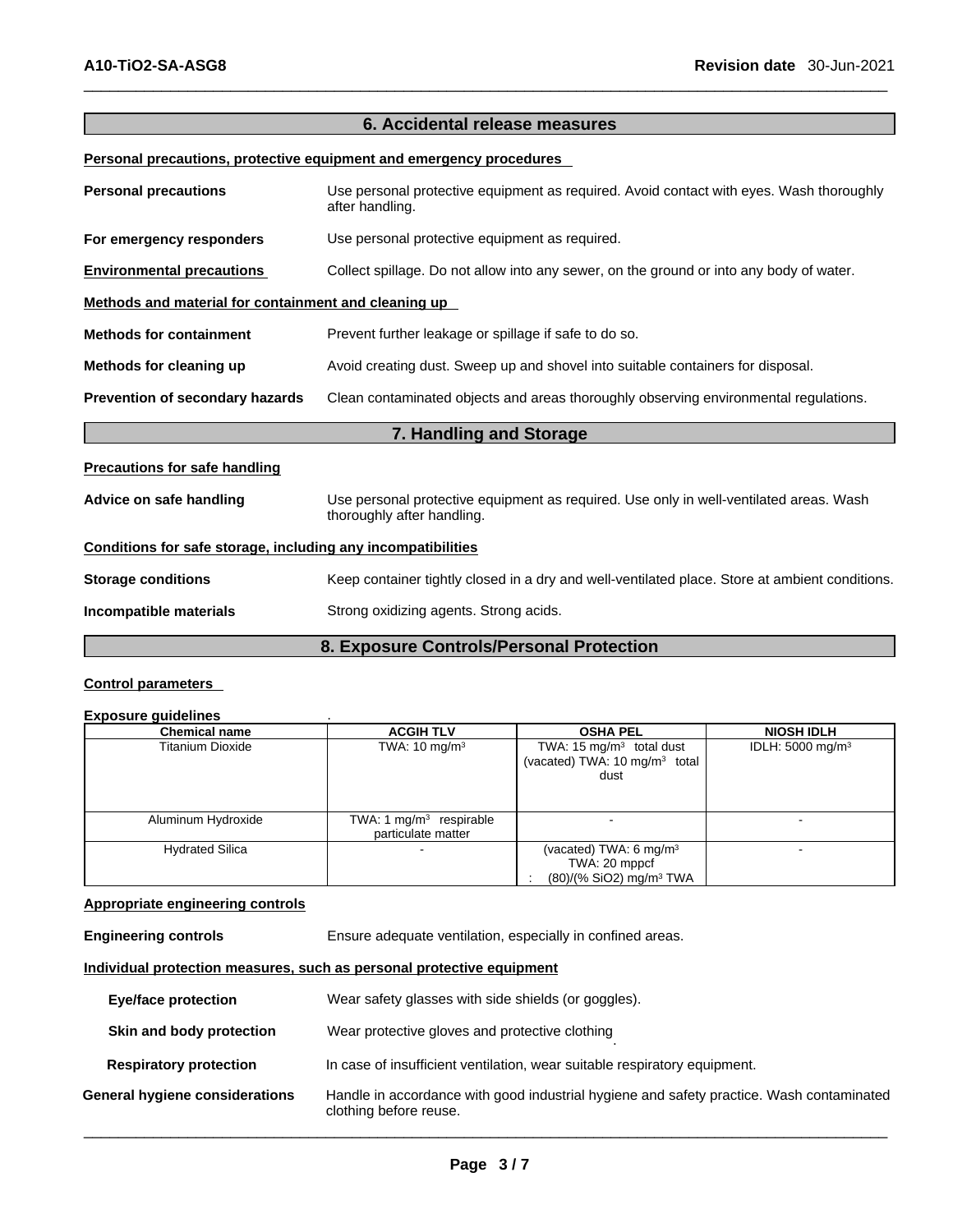## 6. Accidental release measures

**Personal precautions, protective equipment and emergency procedures**

**Personal precautions** Use personal protective equipment as required. Avoid contact with eyes. Wash thoroughly after handling.

**For emergency responders** Use personal protective equipment as required.

**Environmental precautions** Collect spillage. Do not allow into any sewer, on the ground or into any body of water.

**Methods and material for containment and cleaning up**

**Methods for containment** Prevent further leakage or spillage if safe to do so.

**Methods for cleaning up** Avoid creating dust. Sweep up and shovel into suitable containers for disposal.

**Prevention of secondary hazards** Clean contaminated objects and areas thoroughly observing environmental regulations.

## 7. Handling and Storage

**Precautions for safe handling**

**Advice on safe handling** Use personal protective equipment as required. Use only in well-ventilated areas. Wash thoroughly after handling.

**Conditions for safe storage, including any incompatibilities**

**Storage conditions** Keep container tightly closed in a dry and well-ventilated place. Store at ambient conditions.

**Incompatible materials** Strong oxidizing agents. Strong acids.

## 8. Exposure Controls/Personal Protection

**Control parameters**

**Exposure guidelines** .

| Chemical name | ACGIH TLV | OSHA PEL | NIOSH IDLH |
|---|---|---|---|
| Titanium Dioxide | TWA: 10 mg/m³ | TWA: 15 mg/m³ total dust (vacated) TWA: 10 mg/m³ total dust | IDLH: 5000 mg/m³ |
| Aluminum Hydroxide | TWA: 1 mg/m³ respirable particulate matter | - | - |
| Hydrated Silica | - | (vacated) TWA: 6 mg/m³ TWA: 20 mppcf : (80)/(% SiO2) mg/m³ TWA | - |

**Appropriate engineering controls**

**Engineering controls** Ensure adequate ventilation, especially in confined areas.

**Individual protection measures, such as personal protective equipment**

**Eye/face protection** Wear safety glasses with side shields (or goggles).

**Skin and body protection** Wear protective gloves and protective clothing

**Respiratory protection** In case of insufficient ventilation, wear suitable respiratory equipment.

**General hygiene considerations** Handle in accordance with good industrial hygiene and safety practice. Wash contaminated clothing before reuse.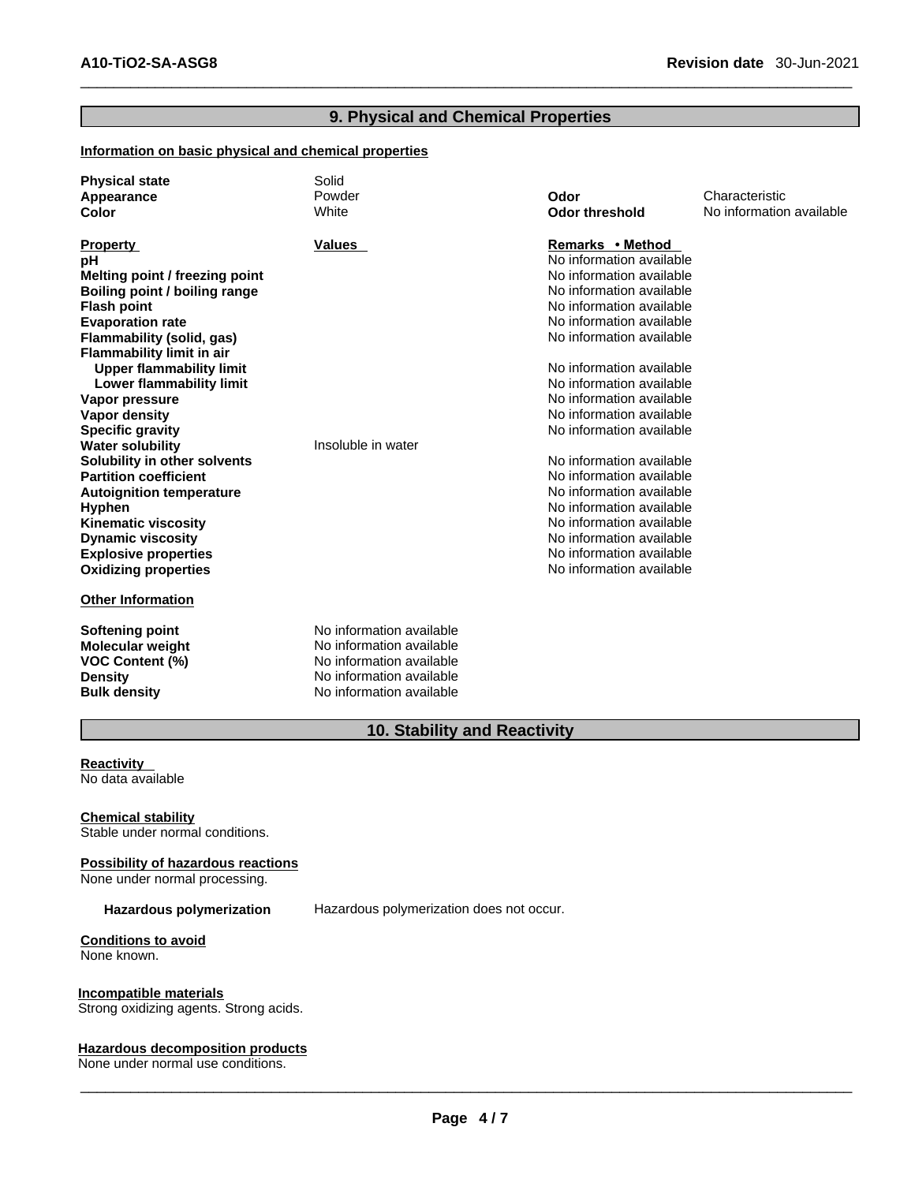## 9. Physical and Chemical Properties

**Information on basic physical and chemical properties**

| | | | |
|---|---|---|---|
| **Physical state** | Solid | | |
| **Appearance** | Powder | **Odor** | Characteristic |
| **Color** | White | **Odor threshold** | No information available |

| **Property** | **Values** | **Remarks • Method** |
|---|---|---|
| **pH** | | No information available |
| **Melting point / freezing point** | | No information available |
| **Boiling point / boiling range** | | No information available |
| **Flash point** | | No information available |
| **Evaporation rate** | | No information available |
| **Flammability (solid, gas)** | | No information available |
| **Flammability limit in air** | | |
| **Upper flammability limit** | | No information available |
| **Lower flammability limit** | | No information available |
| **Vapor pressure** | | No information available |
| **Vapor density** | | No information available |
| **Specific gravity** | | No information available |
| **Water solubility** | Insoluble in water | |
| **Solubility in other solvents** | | No information available |
| **Partition coefficient** | | No information available |
| **Autoignition temperature** | | No information available |
| **Hyphen** | | No information available |
| **Kinematic viscosity** | | No information available |
| **Dynamic viscosity** | | No information available |
| **Explosive properties** | | No information available |
| **Oxidizing properties** | | No information available |

**Other Information**

| | |
|---|---|
| **Softening point** | No information available |
| **Molecular weight** | No information available |
| **VOC Content (%)** | No information available |
| **Density** | No information available |
| **Bulk density** | No information available |

## 10. Stability and Reactivity

**Reactivity**
No data available

**Chemical stability**
Stable under normal conditions.

**Possibility of hazardous reactions**
None under normal processing.

**Hazardous polymerization** Hazardous polymerization does not occur.

**Conditions to avoid**
None known.

**Incompatible materials**
Strong oxidizing agents. Strong acids.

**Hazardous decomposition products**
None under normal use conditions.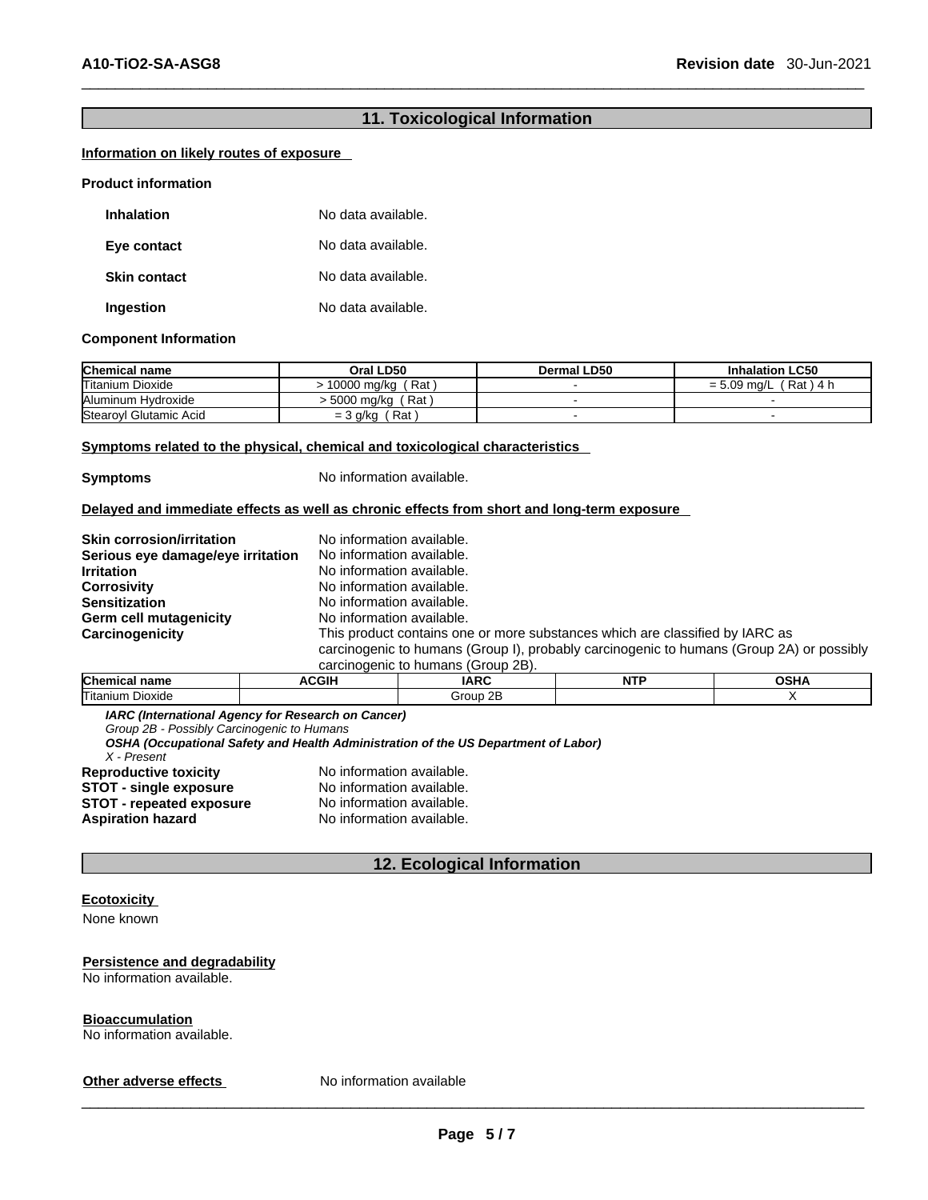## 11. Toxicological Information

**Information on likely routes of exposure**

**Product information**

**Inhalation** No data available.

**Eye contact** No data available.

**Skin contact** No data available.

**Ingestion** No data available.

**Component Information**

| Chemical name | Oral LD50 | Dermal LD50 | Inhalation LC50 |
|---|---|---|---|
| Titanium Dioxide | > 10000 mg/kg ( Rat ) | - | = 5.09 mg/L ( Rat ) 4 h |
| Aluminum Hydroxide | > 5000 mg/kg ( Rat ) | - | - |
| Stearoyl Glutamic Acid | = 3 g/kg ( Rat ) | - | - |

**Symptoms related to the physical, chemical and toxicological characteristics**

**Symptoms** No information available.

**Delayed and immediate effects as well as chronic effects from short and long-term exposure**

**Skin corrosion/irritation** No information available.
**Serious eye damage/eye irritation** No information available.
**Irritation** No information available.
**Corrosivity** No information available.
**Sensitization** No information available.
**Germ cell mutagenicity** No information available.
**Carcinogenicity** This product contains one or more substances which are classified by IARC as carcinogenic to humans (Group I), probably carcinogenic to humans (Group 2A) or possibly carcinogenic to humans (Group 2B).

| Chemical name | ACGIH | IARC | NTP | OSHA |
|---|---|---|---|---|
| Titanium Dioxide | | Group 2B | | X |

***IARC (International Agency for Research on Cancer)***
*Group 2B - Possibly Carcinogenic to Humans*
***OSHA (Occupational Safety and Health Administration of the US Department of Labor)***
*X - Present*

**Reproductive toxicity** No information available.
**STOT - single exposure** No information available.
**STOT - repeated exposure** No information available.
**Aspiration hazard** No information available.

## 12. Ecological Information

**Ecotoxicity**

None known

**Persistence and degradability**

No information available.

**Bioaccumulation**

No information available.

**Other adverse effects** No information available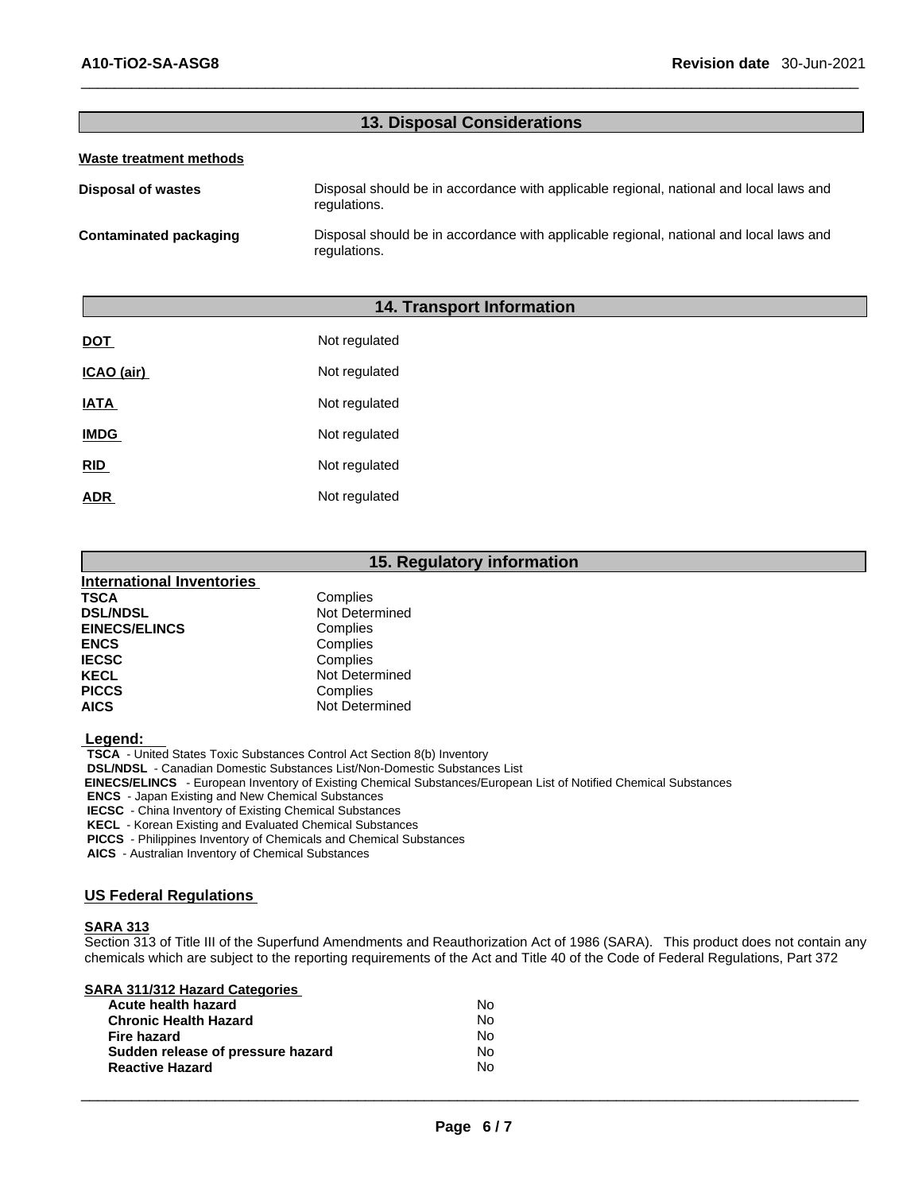## 13. Disposal Considerations

**Waste treatment methods**

| | |
|---|---|
| **Disposal of wastes** | Disposal should be in accordance with applicable regional, national and local laws and regulations. |
| **Contaminated packaging** | Disposal should be in accordance with applicable regional, national and local laws and regulations. |

## 14. Transport Information

| | |
|---|---|
| **DOT** | Not regulated |
| **ICAO (air)** | Not regulated |
| **IATA** | Not regulated |
| **IMDG** | Not regulated |
| **RID** | Not regulated |
| **ADR** | Not regulated |

## 15. Regulatory information

**International Inventories**

| | |
|---|---|
| **TSCA** | Complies |
| **DSL/NDSL** | Not Determined |
| **EINECS/ELINCS** | Complies |
| **ENCS** | Complies |
| **IECSC** | Complies |
| **KECL** | Not Determined |
| **PICCS** | Complies |
| **AICS** | Not Determined |

**Legend:**

**TSCA** - United States Toxic Substances Control Act Section 8(b) Inventory
**DSL/NDSL** - Canadian Domestic Substances List/Non-Domestic Substances List
**EINECS/ELINCS** - European Inventory of Existing Chemical Substances/European List of Notified Chemical Substances
**ENCS** - Japan Existing and New Chemical Substances
**IECSC** - China Inventory of Existing Chemical Substances
**KECL** - Korean Existing and Evaluated Chemical Substances
**PICCS** - Philippines Inventory of Chemicals and Chemical Substances
**AICS** - Australian Inventory of Chemical Substances

**US Federal Regulations**

**SARA 313**

Section 313 of Title III of the Superfund Amendments and Reauthorization Act of 1986 (SARA). This product does not contain any chemicals which are subject to the reporting requirements of the Act and Title 40 of the Code of Federal Regulations, Part 372

**SARA 311/312 Hazard Categories**

| | |
|---|---|
| **Acute health hazard** | No |
| **Chronic Health Hazard** | No |
| **Fire hazard** | No |
| **Sudden release of pressure hazard** | No |
| **Reactive Hazard** | No |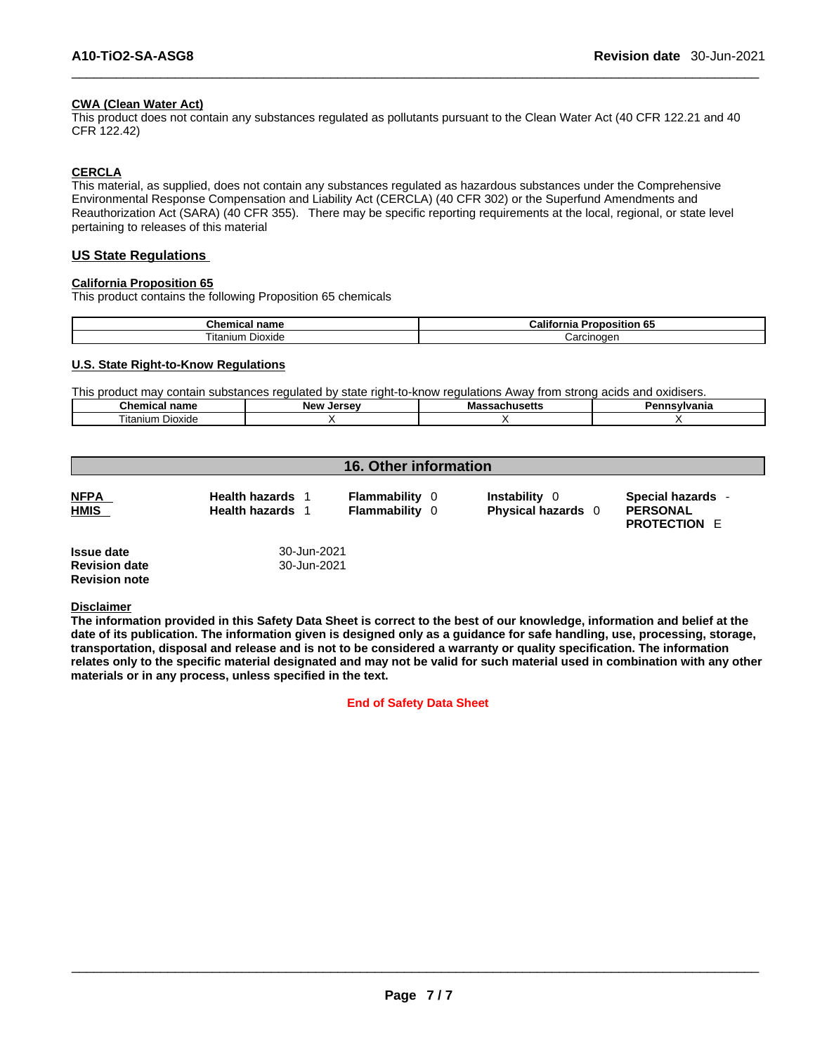#### CWA (Clean Water Act)

This product does not contain any substances regulated as pollutants pursuant to the Clean Water Act (40 CFR 122.21 and 40 CFR 122.42)

#### CERCLA

This material, as supplied, does not contain any substances regulated as hazardous substances under the Comprehensive Environmental Response Compensation and Liability Act (CERCLA) (40 CFR 302) or the Superfund Amendments and Reauthorization Act (SARA) (40 CFR 355). There may be specific reporting requirements at the local, regional, or state level pertaining to releases of this material

### US State Regulations

#### California Proposition 65

This product contains the following Proposition 65 chemicals

| Chemical name | California Proposition 65 |
|---|---|
| Titanium Dioxide | Carcinogen |

#### U.S. State Right-to-Know Regulations

This product may contain substances regulated by state right-to-know regulations Away from strong acids and oxidisers.

| Chemical name | New Jersey | Massachusetts | Pennsylvania |
|---|---|---|---|
| Titanium Dioxide | X | X | X |

## 16. Other information

| | | | | |
|---|---|---|---|---|
| **NFPA** | **Health hazards** 1 | **Flammability** 0 | **Instability** 0 | **Special hazards** - |
| **HMIS** | **Health hazards** 1 | **Flammability** 0 | **Physical hazards** 0 | **PERSONAL PROTECTION** E |

**Issue date** 30-Jun-2021
**Revision date** 30-Jun-2021
**Revision note**

#### Disclaimer

**The information provided in this Safety Data Sheet is correct to the best of our knowledge, information and belief at the date of its publication. The information given is designed only as a guidance for safe handling, use, processing, storage, transportation, disposal and release and is not to be considered a warranty or quality specification. The information relates only to the specific material designated and may not be valid for such material used in combination with any other materials or in any process, unless specified in the text.**

**End of Safety Data Sheet**